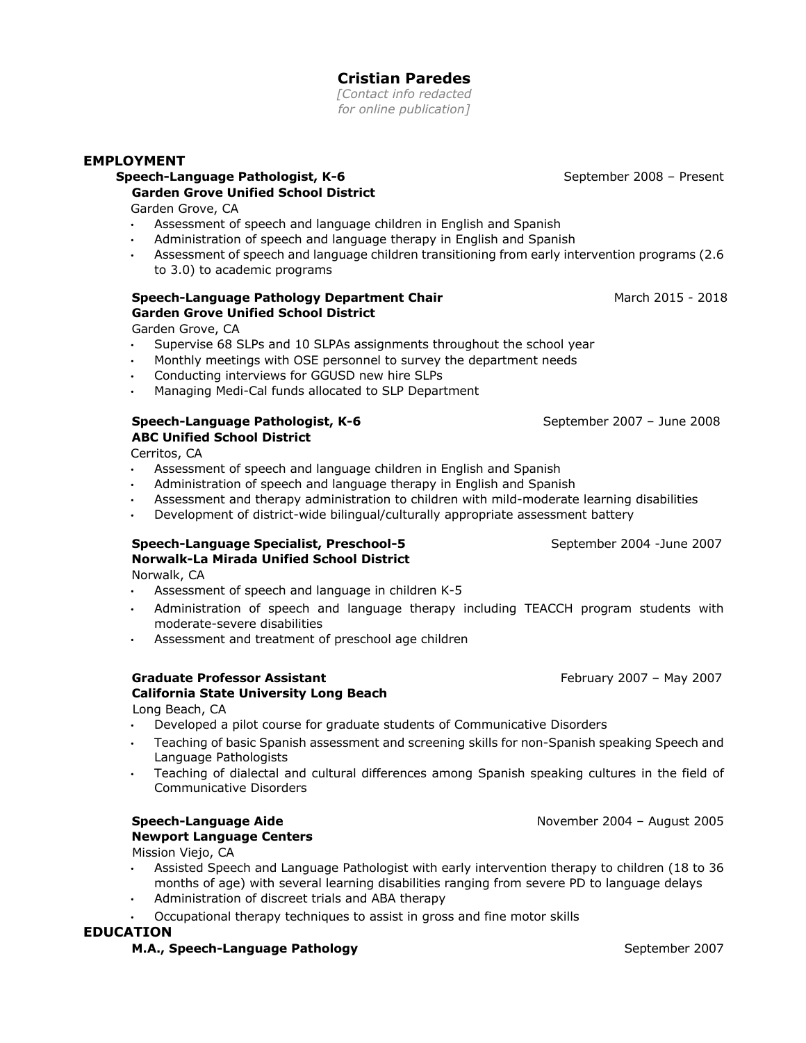# Cristian Paredes

*[Contact info redacted for online publication]*

## EMPLOYMENT

**Speech-Language Pathologist, K-6** — September 2008 – Present
**Garden Grove Unified School District**
Garden Grove, CA

- Assessment of speech and language children in English and Spanish
- Administration of speech and language therapy in English and Spanish
- Assessment of speech and language children transitioning from early intervention programs (2.6 to 3.0) to academic programs

**Speech-Language Pathology Department Chair** — March 2015 - 2018
**Garden Grove Unified School District**
Garden Grove, CA

- Supervise 68 SLPs and 10 SLPAs assignments throughout the school year
- Monthly meetings with OSE personnel to survey the department needs
- Conducting interviews for GGUSD new hire SLPs
- Managing Medi-Cal funds allocated to SLP Department

**Speech-Language Pathologist, K-6** — September 2007 – June 2008
**ABC Unified School District**
Cerritos, CA

- Assessment of speech and language children in English and Spanish
- Administration of speech and language therapy in English and Spanish
- Assessment and therapy administration to children with mild-moderate learning disabilities
- Development of district-wide bilingual/culturally appropriate assessment battery

**Speech-Language Specialist, Preschool-5** — September 2004 -June 2007
**Norwalk-La Mirada Unified School District**
Norwalk, CA

- Assessment of speech and language in children K-5
- Administration of speech and language therapy including TEACCH program students with moderate-severe disabilities
- Assessment and treatment of preschool age children

**Graduate Professor Assistant** — February 2007 – May 2007
**California State University Long Beach**
Long Beach, CA

- Developed a pilot course for graduate students of Communicative Disorders
- Teaching of basic Spanish assessment and screening skills for non-Spanish speaking Speech and Language Pathologists
- Teaching of dialectal and cultural differences among Spanish speaking cultures in the field of Communicative Disorders

**Speech-Language Aide** — November 2004 – August 2005
**Newport Language Centers**
Mission Viejo, CA

- Assisted Speech and Language Pathologist with early intervention therapy to children (18 to 36 months of age) with several learning disabilities ranging from severe PD to language delays
- Administration of discreet trials and ABA therapy
- Occupational therapy techniques to assist in gross and fine motor skills

## EDUCATION

**M.A., Speech-Language Pathology** — September 2007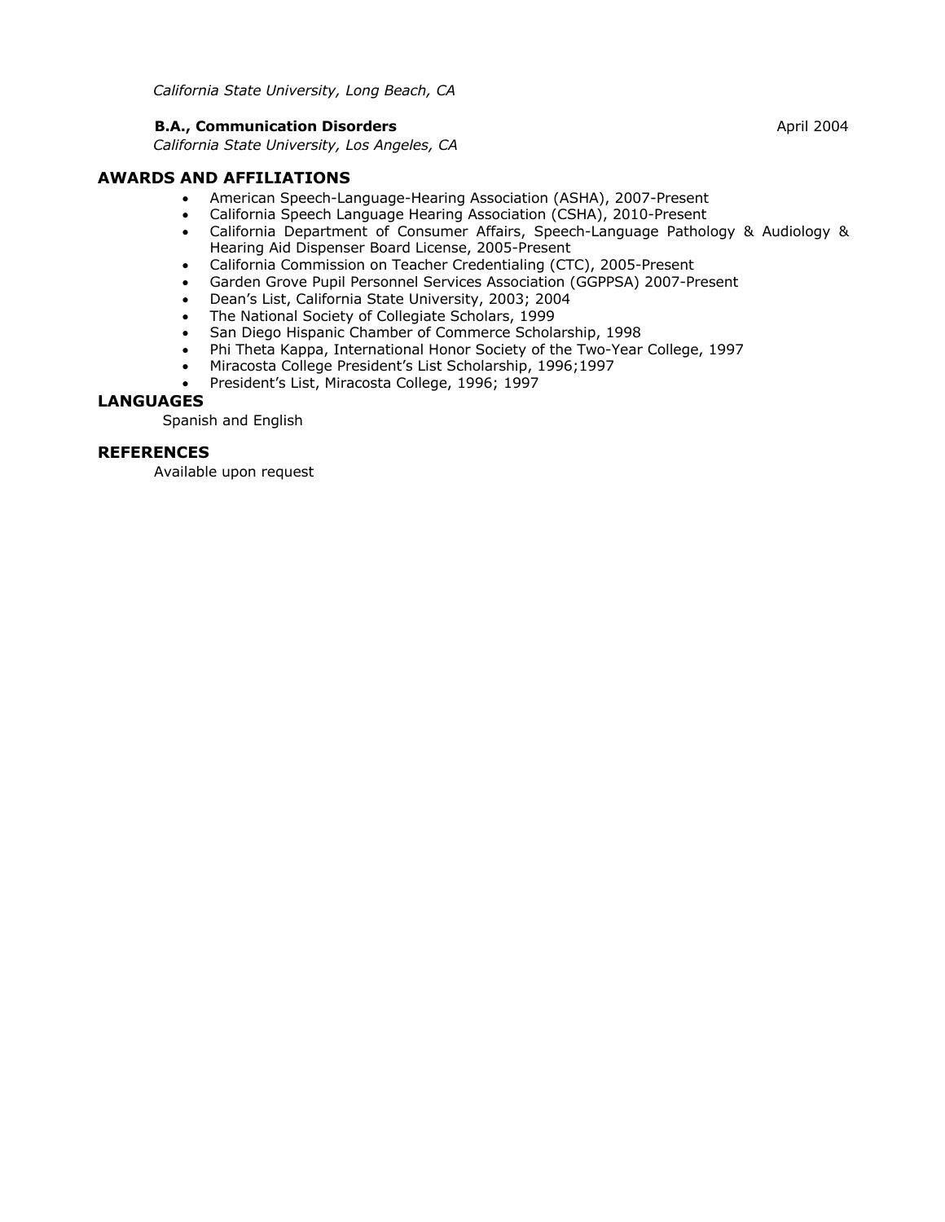*California State University, Long Beach, CA*

**B.A., Communication Disorders** April 2004
*California State University, Los Angeles, CA*

## AWARDS AND AFFILIATIONS

- American Speech-Language-Hearing Association (ASHA), 2007-Present
- California Speech Language Hearing Association (CSHA), 2010-Present
- California Department of Consumer Affairs, Speech-Language Pathology & Audiology & Hearing Aid Dispenser Board License, 2005-Present
- California Commission on Teacher Credentialing (CTC), 2005-Present
- Garden Grove Pupil Personnel Services Association (GGPPSA) 2007-Present
- Dean's List, California State University, 2003; 2004
- The National Society of Collegiate Scholars, 1999
- San Diego Hispanic Chamber of Commerce Scholarship, 1998
- Phi Theta Kappa, International Honor Society of the Two-Year College, 1997
- Miracosta College President's List Scholarship, 1996;1997
- President's List, Miracosta College, 1996; 1997

## LANGUAGES

Spanish and English

## REFERENCES

Available upon request